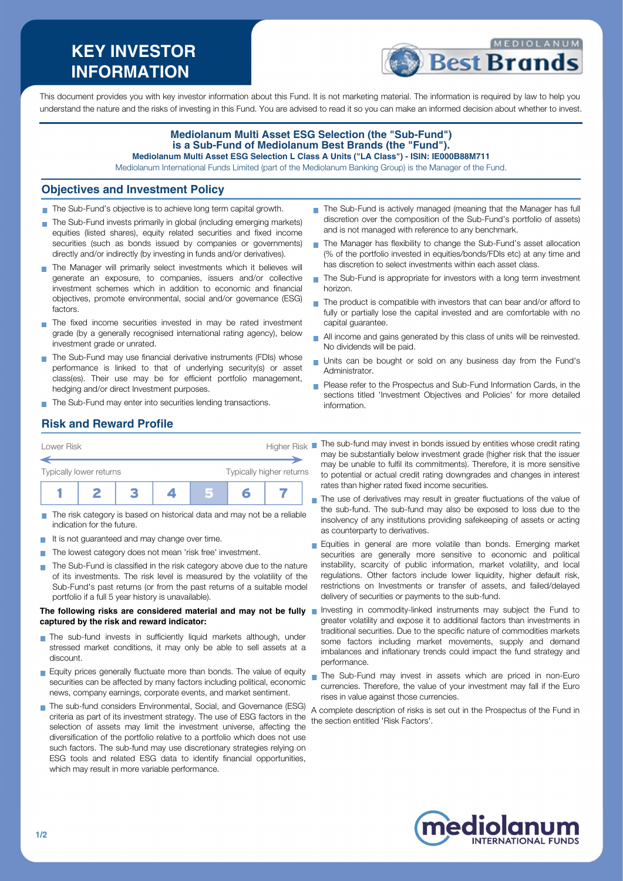# KEY INVESTOR INFORMATION

This document provides you with key investor information about this Fund. It is not marketing material. The information is required by law to help you understand the nature and the risks of investing in this Fund. You are advised to read it so you can make an informed decision about whether to invest.

**Mediolanum Multi Asset ESG Selection (the "Sub-Fund") is a Sub-Fund of Mediolanum Best Brands (the "Fund").**
**Mediolanum Multi Asset ESG Selection L Class A Units ("LA Class") - ISIN: IE000B88M711**
Mediolanum International Funds Limited (part of the Mediolanum Banking Group) is the Manager of the Fund.

## Objectives and Investment Policy

- The Sub-Fund's objective is to achieve long term capital growth.
- The Sub-Fund invests primarily in global (including emerging markets) equities (listed shares), equity related securities and fixed income securities (such as bonds issued by companies or governments) directly and/or indirectly (by investing in funds and/or derivatives).
- The Manager will primarily select investments which it believes will generate an exposure, to companies, issuers and/or collective investment schemes which in addition to economic and financial objectives, promote environmental, social and/or governance (ESG) factors.
- The fixed income securities invested in may be rated investment grade (by a generally recognised international rating agency), below investment grade or unrated.
- The Sub-Fund may use financial derivative instruments (FDIs) whose performance is linked to that of underlying security(s) or asset class(es). Their use may be for efficient portfolio management, hedging and/or direct Investment purposes.
- The Sub-Fund may enter into securities lending transactions.
- The Sub-Fund is actively managed (meaning that the Manager has full discretion over the composition of the Sub-Fund's portfolio of assets) and is not managed with reference to any benchmark.
- The Manager has flexibility to change the Sub-Fund's asset allocation (% of the portfolio invested in equities/bonds/FDIs etc) at any time and has discretion to select investments within each asset class.
- The Sub-Fund is appropriate for investors with a long term investment horizon.
- The product is compatible with investors that can bear and/or afford to fully or partially lose the capital invested and are comfortable with no capital guarantee.
- All income and gains generated by this class of units will be reinvested. No dividends will be paid.
- Units can be bought or sold on any business day from the Fund's Administrator.
- Please refer to the Prospectus and Sub-Fund Information Cards, in the sections titled 'Investment Objectives and Policies' for more detailed information.

## Risk and Reward Profile

Lower Risk — Higher Risk

Typically lower returns — Typically higher returns

| 1 | 2 | 3 | 4 | **5** | 6 | 7 |
|---|---|---|---|---|---|---|

- The risk category is based on historical data and may not be a reliable indication for the future.
- It is not guaranteed and may change over time.
- The lowest category does not mean 'risk free' investment.
- The Sub-Fund is classified in the risk category above due to the nature of its investments. The risk level is measured by the volatility of the Sub-Fund's past returns (or from the past returns of a suitable model portfolio if a full 5 year history is unavailable).

**The following risks are considered material and may not be fully captured by the risk and reward indicator:**

- The sub-fund invests in sufficiently liquid markets although, under stressed market conditions, it may only be able to sell assets at a discount.
- Equity prices generally fluctuate more than bonds. The value of equity securities can be affected by many factors including political, economic news, company earnings, corporate events, and market sentiment.
- The sub-fund considers Environmental, Social, and Governance (ESG) criteria as part of its investment strategy. The use of ESG factors in the selection of assets may limit the investment universe, affecting the diversification of the portfolio relative to a portfolio which does not use such factors. The sub-fund may use discretionary strategies relying on ESG tools and related ESG data to identify financial opportunities, which may result in more variable performance.
- The sub-fund may invest in bonds issued by entities whose credit rating may be substantially below investment grade (higher risk that the issuer may be unable to fulfil its commitments). Therefore, it is more sensitive to potential or actual credit rating downgrades and changes in interest rates than higher rated fixed income securities.
- The use of derivatives may result in greater fluctuations of the value of the sub-fund. The sub-fund may also be exposed to loss due to the insolvency of any institutions providing safekeeping of assets or acting as counterparty to derivatives.
- Equities in general are more volatile than bonds. Emerging market securities are generally more sensitive to economic and political instability, scarcity of public information, market volatility, and local regulations. Other factors include lower liquidity, higher default risk, restrictions on Investments or transfer of assets, and failed/delayed delivery of securities or payments to the sub-fund.
- Investing in commodity-linked instruments may subject the Fund to greater volatility and expose it to additional factors than investments in traditional securities. Due to the specific nature of commodities markets some factors including market movements, supply and demand imbalances and inflationary trends could impact the fund strategy and performance.
- The Sub-Fund may invest in assets which are priced in non-Euro currencies. Therefore, the value of your investment may fall if the Euro rises in value against those currencies.

A complete description of risks is set out in the Prospectus of the Fund in the section entitled 'Risk Factors'.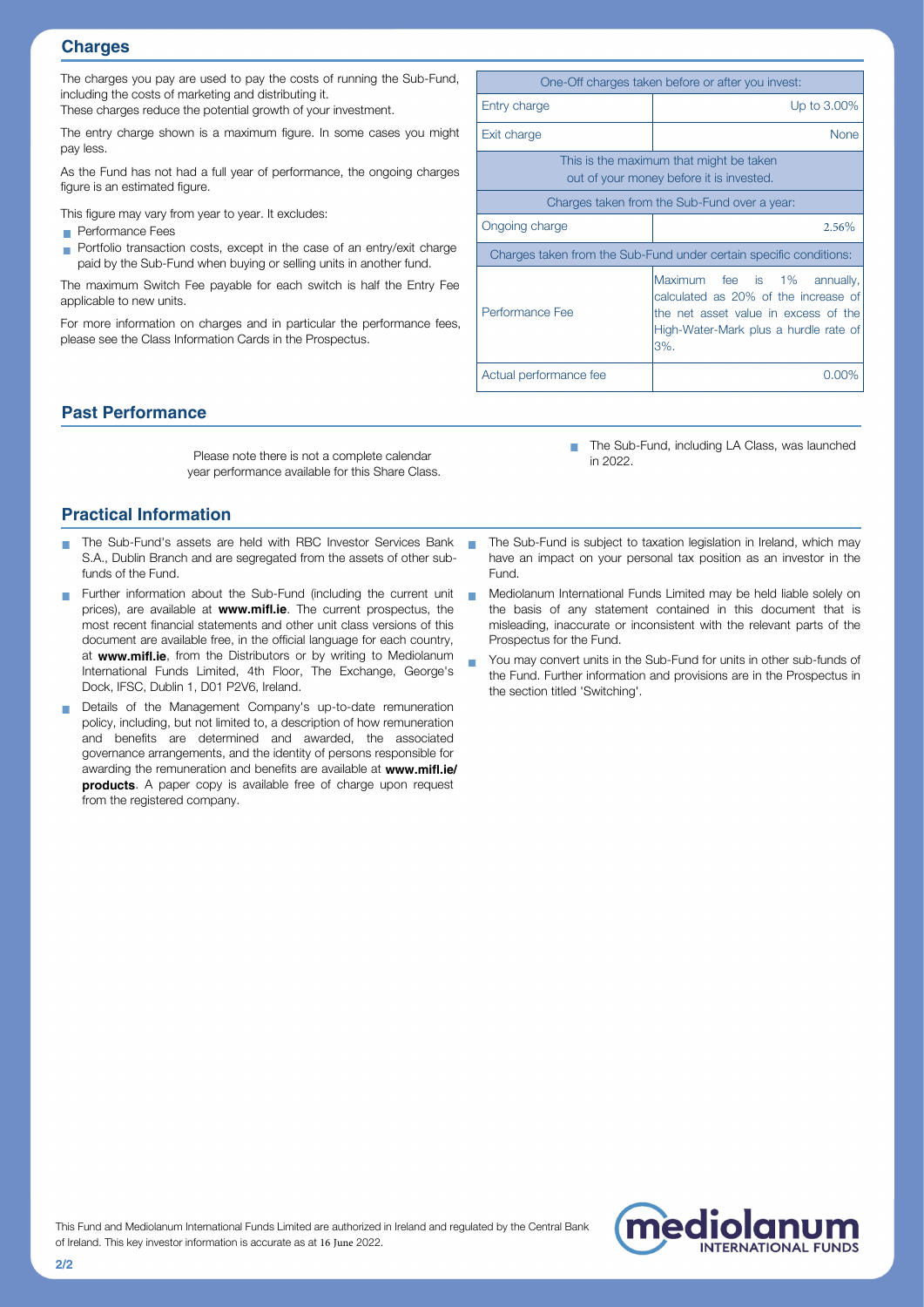## Charges

The charges you pay are used to pay the costs of running the Sub-Fund, including the costs of marketing and distributing it.
These charges reduce the potential growth of your investment.

The entry charge shown is a maximum figure. In some cases you might pay less.

As the Fund has not had a full year of performance, the ongoing charges figure is an estimated figure.

This figure may vary from year to year. It excludes:

- Performance Fees
- Portfolio transaction costs, except in the case of an entry/exit charge paid by the Sub-Fund when buying or selling units in another fund.

The maximum Switch Fee payable for each switch is half the Entry Fee applicable to new units.

For more information on charges and in particular the performance fees, please see the Class Information Cards in the Prospectus.

| One-Off charges taken before or after you invest: | |
|---|---|
| Entry charge | Up to 3.00% |
| Exit charge | None |
| This is the maximum that might be taken out of your money before it is invested. | |
| Charges taken from the Sub-Fund over a year: | |
| Ongoing charge | 2.56% |
| Charges taken from the Sub-Fund under certain specific conditions: | |
| Performance Fee | Maximum fee is 1% annually, calculated as 20% of the increase of the net asset value in excess of the High-Water-Mark plus a hurdle rate of 3%. |
| Actual performance fee | 0.00% |

## Past Performance

Please note there is not a complete calendar year performance available for this Share Class.

- The Sub-Fund, including LA Class, was launched in 2022.

## Practical Information

- The Sub-Fund's assets are held with RBC Investor Services Bank S.A., Dublin Branch and are segregated from the assets of other sub-funds of the Fund.
- Further information about the Sub-Fund (including the current unit prices), are available at **www.mifl.ie**. The current prospectus, the most recent financial statements and other unit class versions of this document are available free, in the official language for each country, at **www.mifl.ie**, from the Distributors or by writing to Mediolanum International Funds Limited, 4th Floor, The Exchange, George's Dock, IFSC, Dublin 1, D01 P2V6, Ireland.
- Details of the Management Company's up-to-date remuneration policy, including, but not limited to, a description of how remuneration and benefits are determined and awarded, the associated governance arrangements, and the identity of persons responsible for awarding the remuneration and benefits are available at **www.mifl.ie/products**. A paper copy is available free of charge upon request from the registered company.
- The Sub-Fund is subject to taxation legislation in Ireland, which may have an impact on your personal tax position as an investor in the Fund.
- Mediolanum International Funds Limited may be held liable solely on the basis of any statement contained in this document that is misleading, inaccurate or inconsistent with the relevant parts of the Prospectus for the Fund.
- You may convert units in the Sub-Fund for units in other sub-funds of the Fund. Further information and provisions are in the Prospectus in the section titled 'Switching'.

This Fund and Mediolanum International Funds Limited are authorized in Ireland and regulated by the Central Bank of Ireland. This key investor information is accurate as at 16 June 2022.

mediolanum INTERNATIONAL FUNDS